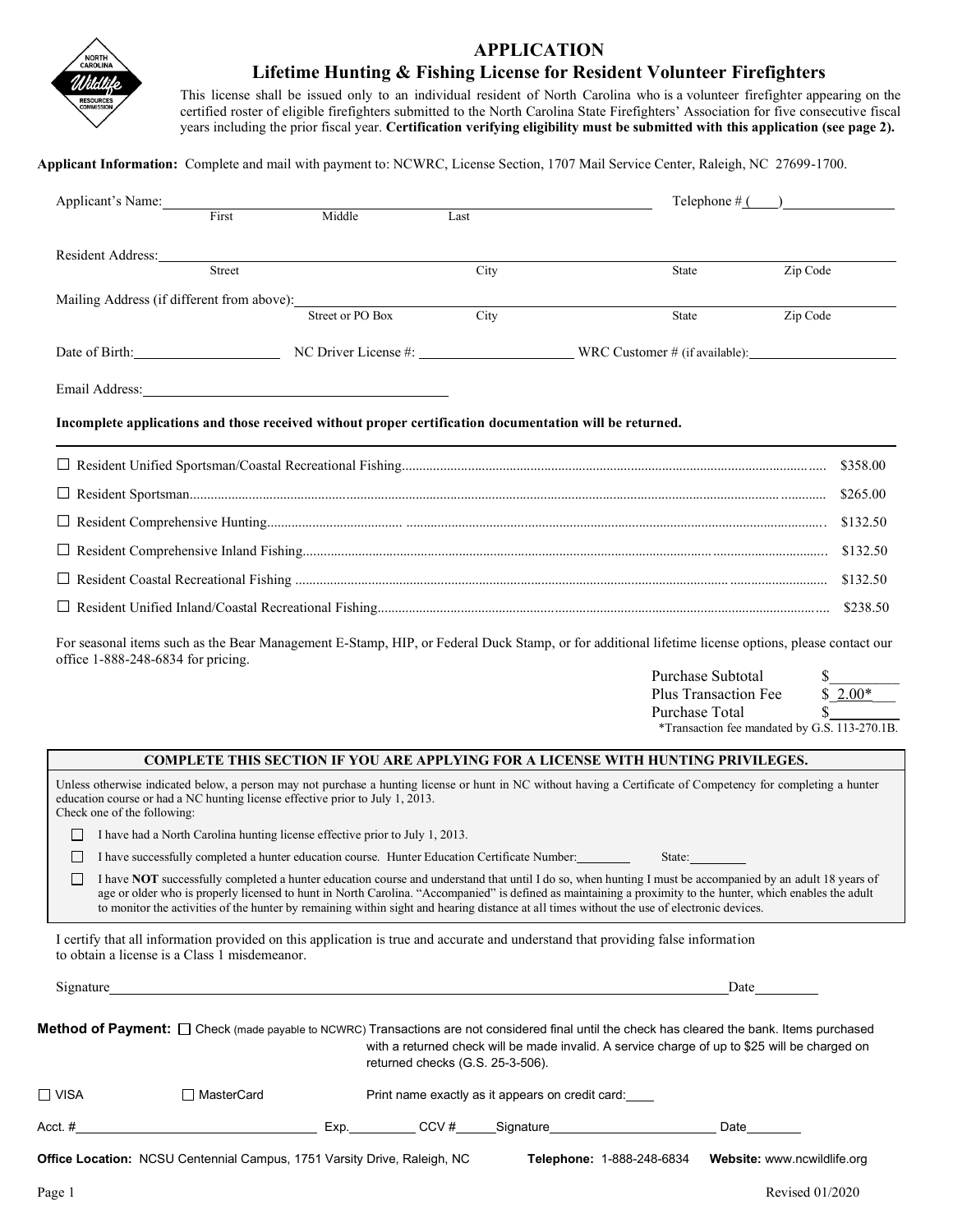# APPLICATION

## Lifetime Hunting & Fishing License for Resident Volunteer Firefighters

This license shall be issued only to an individual resident of North Carolina who is a volunteer firefighter appearing on the certified roster of eligible firefighters submitted to the North Carolina State Firefighters' Association for five consecutive fiscal years including the prior fiscal year. **Certification verifying eligibility must be submitted with this application (see page 2).**

**Applicant Information:** Complete and mail with payment to: NCWRC, License Section, 1707 Mail Service Center, Raleigh, NC 27699-1700.

Applicant's Name: ______________________ (First / Middle / Last) Telephone # (____) __________

Resident Address: ______________________ (Street / City / State / Zip Code)

Mailing Address (if different from above): ______________________ (Street or PO Box / City / State / Zip Code)

Date of Birth: __________ NC Driver License #: __________ WRC Customer # (if available): __________

Email Address: ______________________

**Incomplete applications and those received without proper certification documentation will be returned.**

| License | Price |
|---|---|
| ☐ Resident Unified Sportsman/Coastal Recreational Fishing | $358.00 |
| ☐ Resident Sportsman | $265.00 |
| ☐ Resident Comprehensive Hunting | $132.50 |
| ☐ Resident Comprehensive Inland Fishing | $132.50 |
| ☐ Resident Coastal Recreational Fishing | $132.50 |
| ☐ Resident Unified Inland/Coastal Recreational Fishing | $238.50 |

For seasonal items such as the Bear Management E-Stamp, HIP, or Federal Duck Stamp, or for additional lifetime license options, please contact our office 1-888-248-6834 for pricing.

| | |
|---|---|
| Purchase Subtotal | $________ |
| Plus Transaction Fee | $ 2.00* |
| Purchase Total | $________ |

*Transaction fee mandated by G.S. 113-270.1B.

**COMPLETE THIS SECTION IF YOU ARE APPLYING FOR A LICENSE WITH HUNTING PRIVILEGES.**

Unless otherwise indicated below, a person may not purchase a hunting license or hunt in NC without having a Certificate of Competency for completing a hunter education course or had a NC hunting license effective prior to July 1, 2013.
Check one of the following:

- ☐ I have had a North Carolina hunting license effective prior to July 1, 2013.
- ☐ I have successfully completed a hunter education course. Hunter Education Certificate Number: ________ State: ________
- ☐ I have **NOT** successfully completed a hunter education course and understand that until I do so, when hunting I must be accompanied by an adult 18 years of age or older who is properly licensed to hunt in North Carolina. "Accompanied" is defined as maintaining a proximity to the hunter, which enables the adult to monitor the activities of the hunter by remaining within sight and hearing distance at all times without the use of electronic devices.

I certify that all information provided on this application is true and accurate and understand that providing false information to obtain a license is a Class 1 misdemeanor.

Signature ______________________ Date ________

**Method of Payment:** ☐ Check (made payable to NCWRC) Transactions are not considered final until the check has cleared the bank. Items purchased with a returned check will be made invalid. A service charge of up to $25 will be charged on returned checks (G.S. 25-3-506).

☐ VISA ☐ MasterCard Print name exactly as it appears on credit card: ____

Acct. # ______________ Exp. ________ CCV # ______ Signature ______________ Date ________

**Office Location:** NCSU Centennial Campus, 1751 Varsity Drive, Raleigh, NC **Telephone:** 1-888-248-6834 **Website:** www.ncwildlife.org

Revised 01/2020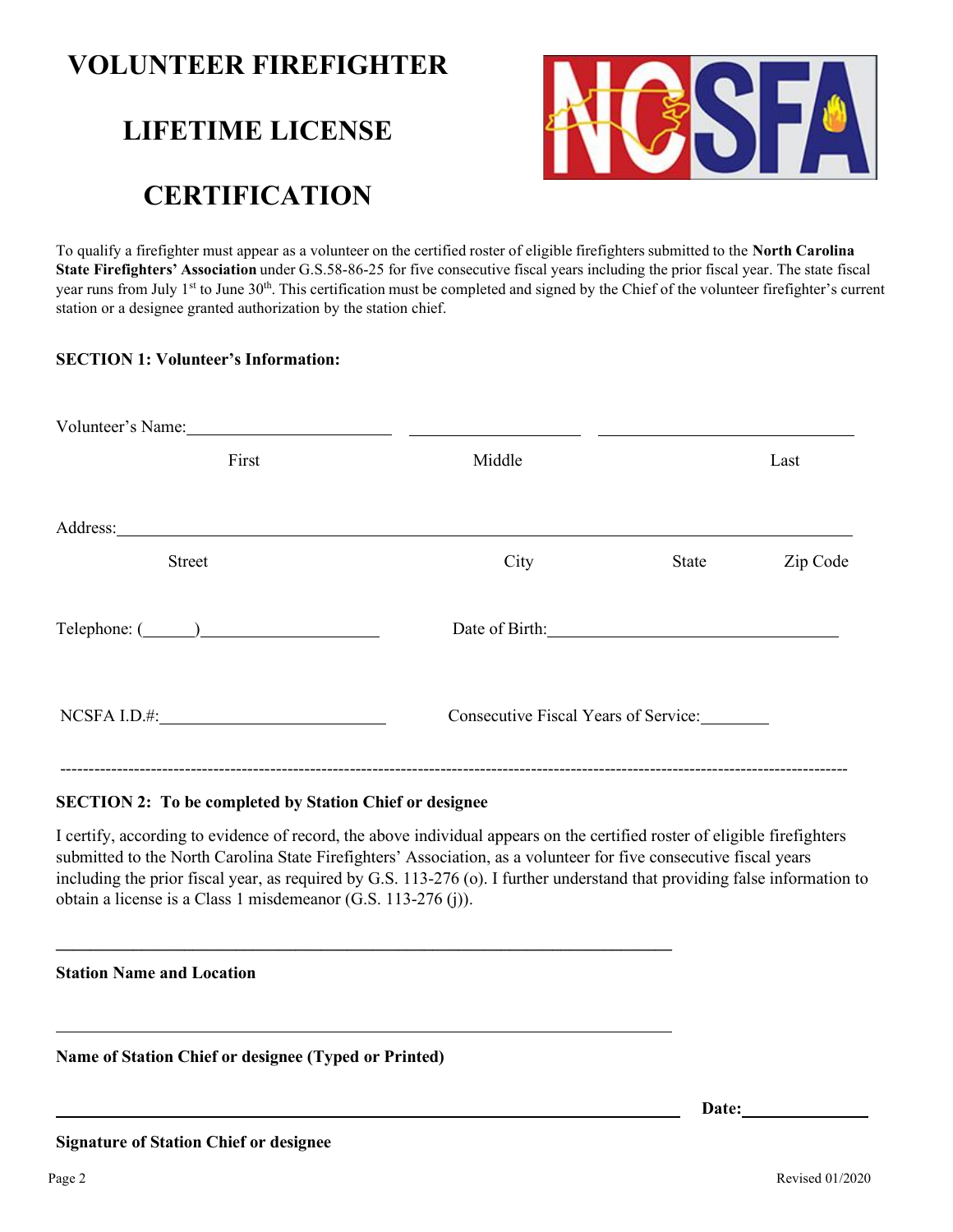# VOLUNTEER FIREFIGHTER

# LIFETIME LICENSE

# CERTIFICATION

To qualify a firefighter must appear as a volunteer on the certified roster of eligible firefighters submitted to the **North Carolina State Firefighters' Association** under G.S.58-86-25 for five consecutive fiscal years including the prior fiscal year. The state fiscal year runs from July 1st to June 30th. This certification must be completed and signed by the Chief of the volunteer firefighter's current station or a designee granted authorization by the station chief.

**SECTION 1: Volunteer's Information:**

Volunteer's Name: ______________________ ____________________ ______________________________

First Middle Last

Address: ________________________________________________________________________________

Street City State Zip Code

Telephone: (______)____________________ Date of Birth:__________________________________

NCSFA I.D.#:_________________________ Consecutive Fiscal Years of Service:________

---

**SECTION 2: To be completed by Station Chief or designee**

I certify, according to evidence of record, the above individual appears on the certified roster of eligible firefighters submitted to the North Carolina State Firefighters' Association, as a volunteer for five consecutive fiscal years including the prior fiscal year, as required by G.S. 113-276 (o). I further understand that providing false information to obtain a license is a Class 1 misdemeanor (G.S. 113-276 (j)).

_________________________________________________________________________

**Station Name and Location**

_________________________________________________________________________

**Name of Station Chief or designee (Typed or Printed)**

_________________________________________________________________________ **Date:**______________

**Signature of Station Chief or designee**

Revised 01/2020